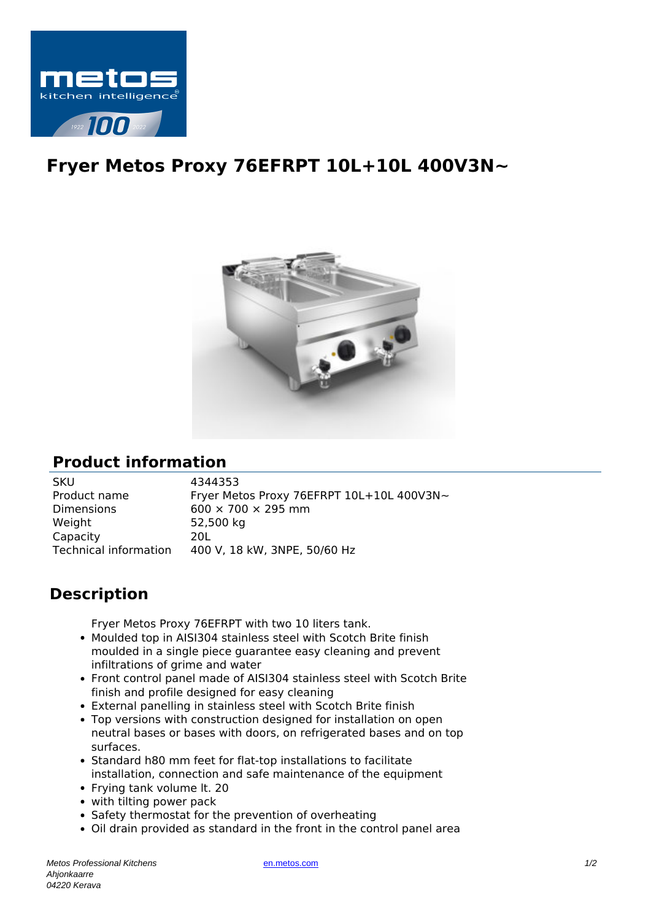# Fryer Metos Proxy 76EFRPT 10L+10L 400V3N~

## Product information

| | |
|---|---|
| SKU | 4344353 |
| Product name | Fryer Metos Proxy 76EFRPT 10L+10L 400V3N~ |
| Dimensions | 600 × 700 × 295 mm |
| Weight | 52,500 kg |
| Capacity | 20L |
| Technical information | 400 V, 18 kW, 3NPE, 50/60 Hz |

## Description

Fryer Metos Proxy 76EFRPT with two 10 liters tank.

- Moulded top in AISI304 stainless steel with Scotch Brite finish moulded in a single piece guarantee easy cleaning and prevent infiltrations of grime and water
- Front control panel made of AISI304 stainless steel with Scotch Brite finish and profile designed for easy cleaning
- External panelling in stainless steel with Scotch Brite finish
- Top versions with construction designed for installation on open neutral bases or bases with doors, on refrigerated bases and on top surfaces.
- Standard h80 mm feet for flat-top installations to facilitate installation, connection and safe maintenance of the equipment
- Frying tank volume lt. 20
- with tilting power pack
- Safety thermostat for the prevention of overheating
- Oil drain provided as standard in the front in the control panel area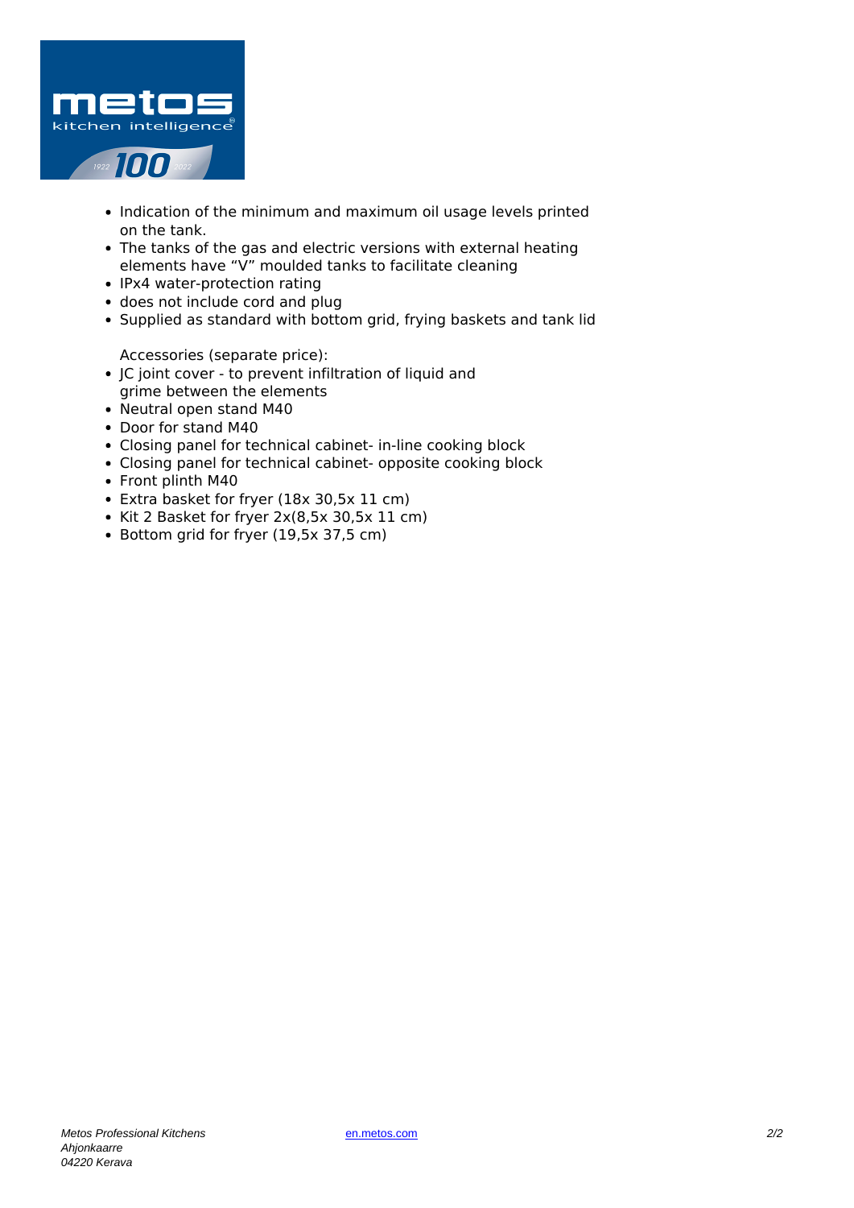- Indication of the minimum and maximum oil usage levels printed on the tank.
- The tanks of the gas and electric versions with external heating elements have “V” moulded tanks to facilitate cleaning
- IPx4 water-protection rating
- does not include cord and plug
- Supplied as standard with bottom grid, frying baskets and tank lid

  Accessories (separate price):
- JC joint cover - to prevent infiltration of liquid and grime between the elements
- Neutral open stand M40
- Door for stand M40
- Closing panel for technical cabinet- in-line cooking block
- Closing panel for technical cabinet- opposite cooking block
- Front plinth M40
- Extra basket for fryer (18x 30,5x 11 cm)
- Kit 2 Basket for fryer 2x(8,5x 30,5x 11 cm)
- Bottom grid for fryer (19,5x 37,5 cm)

*Metos Professional Kitchens*
*Ahjonkaarre*
*04220 Kerava*

en.metos.com